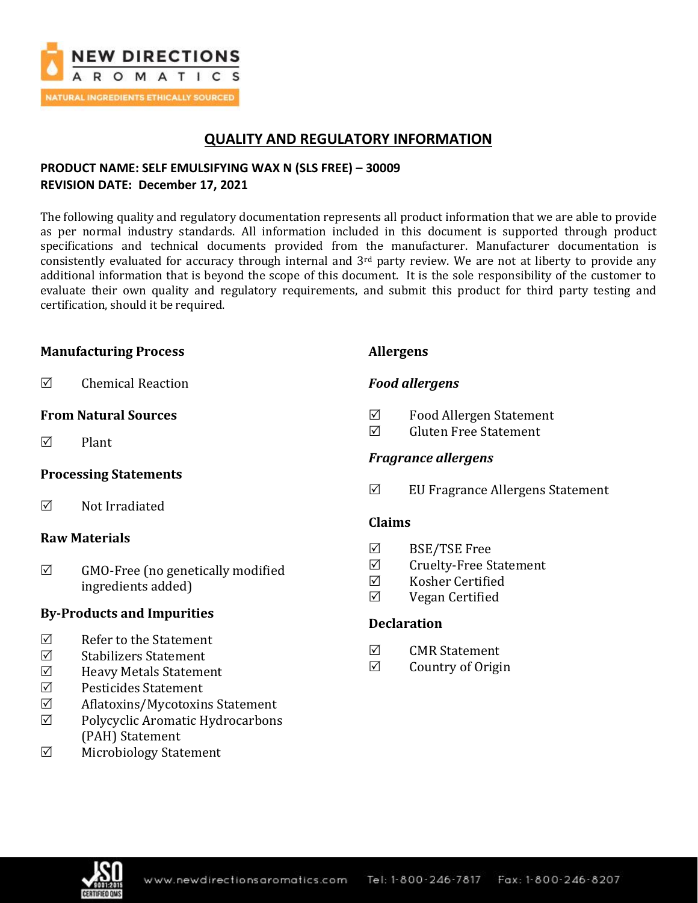# QUALITY AND REGULATORY INFORMATION

**PRODUCT NAME: SELF EMULSIFYING WAX N (SLS FREE) – 30009**
**REVISION DATE: December 17, 2021**

The following quality and regulatory documentation represents all product information that we are able to provide as per normal industry standards. All information included in this document is supported through product specifications and technical documents provided from the manufacturer. Manufacturer documentation is consistently evaluated for accuracy through internal and 3rd party review. We are not at liberty to provide any additional information that is beyond the scope of this document. It is the sole responsibility of the customer to evaluate their own quality and regulatory requirements, and submit this product for third party testing and certification, should it be required.

### Manufacturing Process

☑ Chemical Reaction

### From Natural Sources

☑ Plant

### Processing Statements

☑ Not Irradiated

### Raw Materials

☑ GMO-Free (no genetically modified ingredients added)

### By-Products and Impurities

☑ Refer to the Statement
☑ Stabilizers Statement
☑ Heavy Metals Statement
☑ Pesticides Statement
☑ Aflatoxins/Mycotoxins Statement
☑ Polycyclic Aromatic Hydrocarbons (PAH) Statement
☑ Microbiology Statement

### Allergens

#### *Food allergens*

☑ Food Allergen Statement
☑ Gluten Free Statement

#### *Fragrance allergens*

☑ EU Fragrance Allergens Statement

### Claims

☑ BSE/TSE Free
☑ Cruelty-Free Statement
☑ Kosher Certified
☑ Vegan Certified

### Declaration

☑ CMR Statement
☑ Country of Origin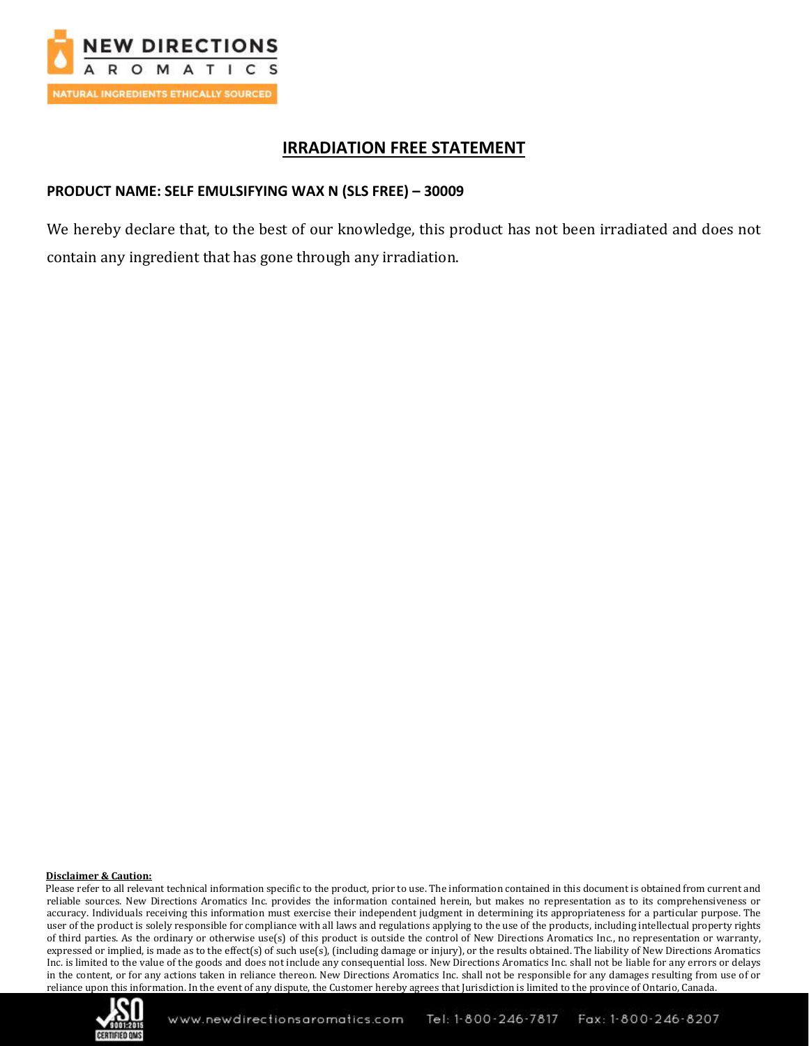# IRRADIATION FREE STATEMENT

**PRODUCT NAME: SELF EMULSIFYING WAX N (SLS FREE) – 30009**

We hereby declare that, to the best of our knowledge, this product has not been irradiated and does not contain any ingredient that has gone through any irradiation.

**Disclaimer & Caution:**

Please refer to all relevant technical information specific to the product, prior to use. The information contained in this document is obtained from current and reliable sources. New Directions Aromatics Inc. provides the information contained herein, but makes no representation as to its comprehensiveness or accuracy. Individuals receiving this information must exercise their independent judgment in determining its appropriateness for a particular purpose. The user of the product is solely responsible for compliance with all laws and regulations applying to the use of the products, including intellectual property rights of third parties. As the ordinary or otherwise use(s) of this product is outside the control of New Directions Aromatics Inc., no representation or warranty, expressed or implied, is made as to the effect(s) of such use(s), (including damage or injury), or the results obtained. The liability of New Directions Aromatics Inc. is limited to the value of the goods and does not include any consequential loss. New Directions Aromatics Inc. shall not be liable for any errors or delays in the content, or for any actions taken in reliance thereon. New Directions Aromatics Inc. shall not be responsible for any damages resulting from use of or reliance upon this information. In the event of any dispute, the Customer hereby agrees that Jurisdiction is limited to the province of Ontario, Canada.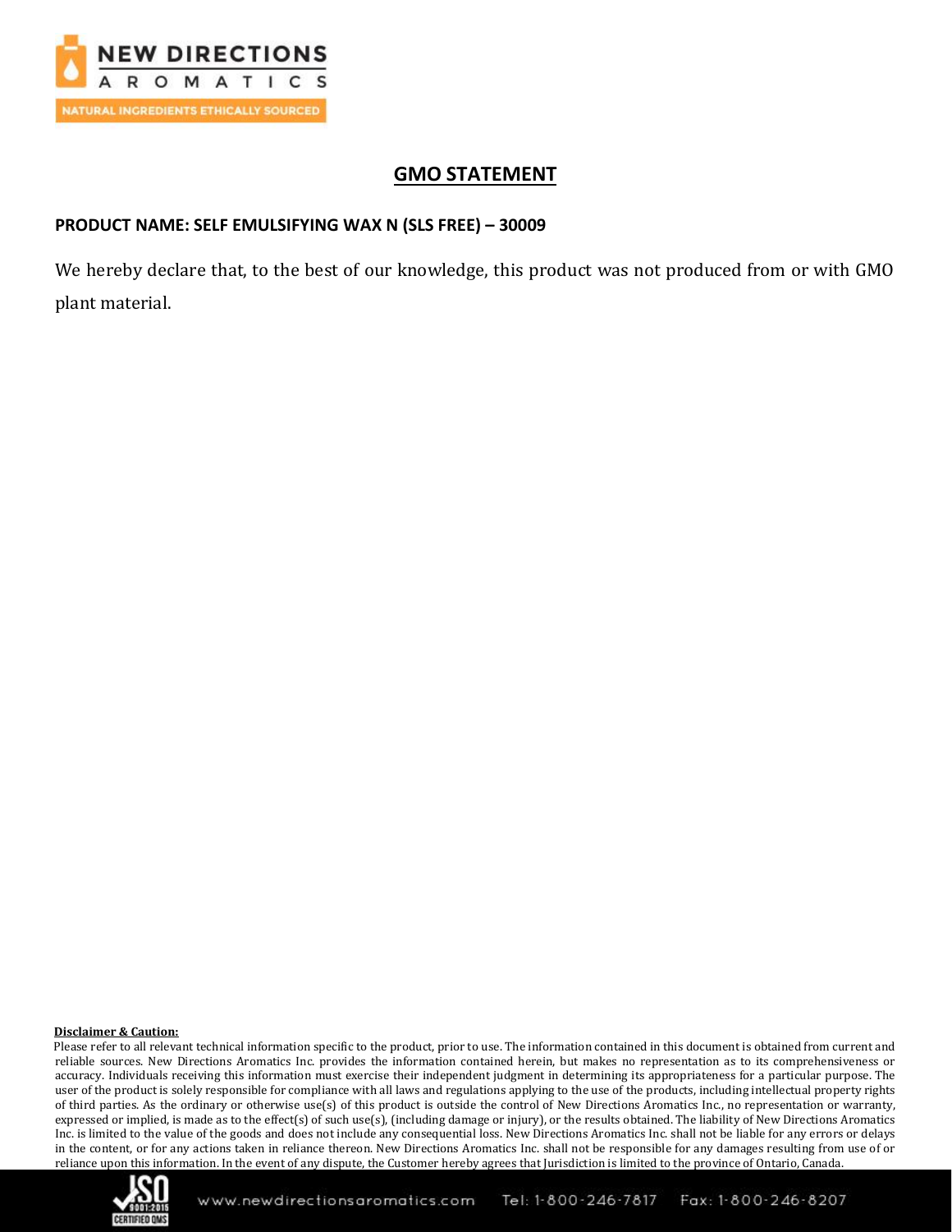# GMO STATEMENT

**PRODUCT NAME: SELF EMULSIFYING WAX N (SLS FREE) – 30009**

We hereby declare that, to the best of our knowledge, this product was not produced from or with GMO plant material.

**Disclaimer & Caution:**

Please refer to all relevant technical information specific to the product, prior to use. The information contained in this document is obtained from current and reliable sources. New Directions Aromatics Inc. provides the information contained herein, but makes no representation as to its comprehensiveness or accuracy. Individuals receiving this information must exercise their independent judgment in determining its appropriateness for a particular purpose. The user of the product is solely responsible for compliance with all laws and regulations applying to the use of the products, including intellectual property rights of third parties. As the ordinary or otherwise use(s) of this product is outside the control of New Directions Aromatics Inc., no representation or warranty, expressed or implied, is made as to the effect(s) of such use(s), (including damage or injury), or the results obtained. The liability of New Directions Aromatics Inc. is limited to the value of the goods and does not include any consequential loss. New Directions Aromatics Inc. shall not be liable for any errors or delays in the content, or for any actions taken in reliance thereon. New Directions Aromatics Inc. shall not be responsible for any damages resulting from use of or reliance upon this information. In the event of any dispute, the Customer hereby agrees that Jurisdiction is limited to the province of Ontario, Canada.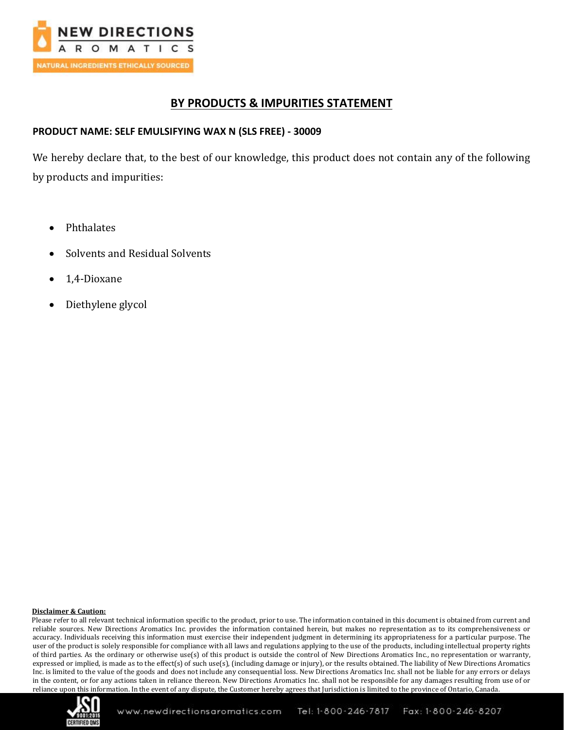## BY PRODUCTS & IMPURITIES STATEMENT

**PRODUCT NAME: SELF EMULSIFYING WAX N (SLS FREE) - 30009**

We hereby declare that, to the best of our knowledge, this product does not contain any of the following by products and impurities:

- Phthalates
- Solvents and Residual Solvents
- 1,4-Dioxane
- Diethylene glycol

**Disclaimer & Caution:**

Please refer to all relevant technical information specific to the product, prior to use. The information contained in this document is obtained from current and reliable sources. New Directions Aromatics Inc. provides the information contained herein, but makes no representation as to its comprehensiveness or accuracy. Individuals receiving this information must exercise their independent judgment in determining its appropriateness for a particular purpose. The user of the product is solely responsible for compliance with all laws and regulations applying to the use of the products, including intellectual property rights of third parties. As the ordinary or otherwise use(s) of this product is outside the control of New Directions Aromatics Inc., no representation or warranty, expressed or implied, is made as to the effect(s) of such use(s), (including damage or injury), or the results obtained. The liability of New Directions Aromatics Inc. is limited to the value of the goods and does not include any consequential loss. New Directions Aromatics Inc. shall not be liable for any errors or delays in the content, or for any actions taken in reliance thereon. New Directions Aromatics Inc. shall not be responsible for any damages resulting from use of or reliance upon this information. In the event of any dispute, the Customer hereby agrees that Jurisdiction is limited to the province of Ontario, Canada.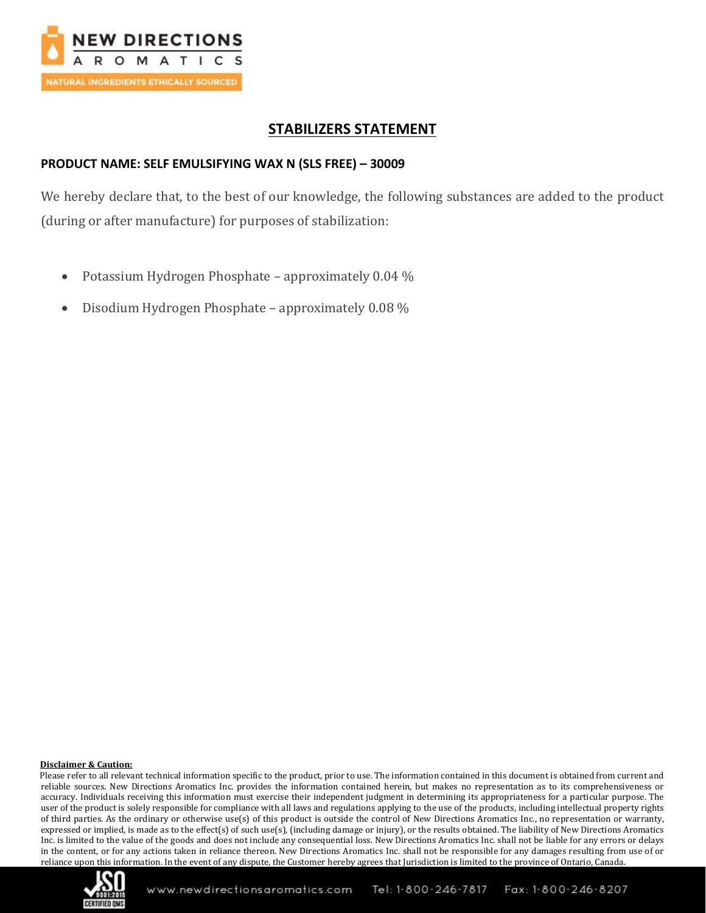## STABILIZERS STATEMENT

**PRODUCT NAME: SELF EMULSIFYING WAX N (SLS FREE) – 30009**

We hereby declare that, to the best of our knowledge, the following substances are added to the product (during or after manufacture) for purposes of stabilization:

- Potassium Hydrogen Phosphate – approximately 0.04 %
- Disodium Hydrogen Phosphate – approximately 0.08 %

**Disclaimer & Caution:**

Please refer to all relevant technical information specific to the product, prior to use. The information contained in this document is obtained from current and reliable sources. New Directions Aromatics Inc. provides the information contained herein, but makes no representation as to its comprehensiveness or accuracy. Individuals receiving this information must exercise their independent judgment in determining its appropriateness for a particular purpose. The user of the product is solely responsible for compliance with all laws and regulations applying to the use of the products, including intellectual property rights of third parties. As the ordinary or otherwise use(s) of this product is outside the control of New Directions Aromatics Inc., no representation or warranty, expressed or implied, is made as to the effect(s) of such use(s), (including damage or injury), or the results obtained. The liability of New Directions Aromatics Inc. is limited to the value of the goods and does not include any consequential loss. New Directions Aromatics Inc. shall not be liable for any errors or delays in the content, or for any actions taken in reliance thereon. New Directions Aromatics Inc. shall not be responsible for any damages resulting from use of or reliance upon this information. In the event of any dispute, the Customer hereby agrees that Jurisdiction is limited to the province of Ontario, Canada.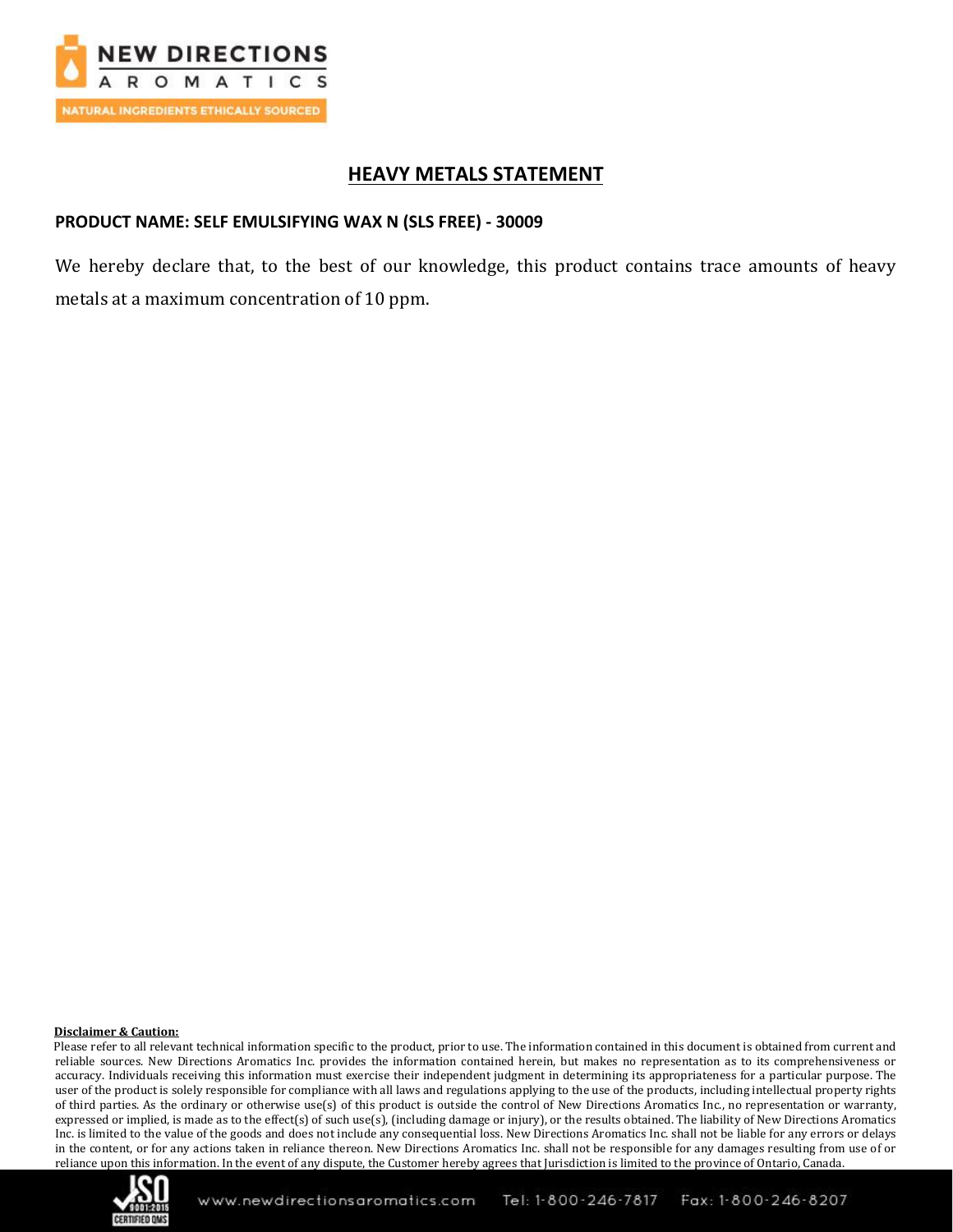# HEAVY METALS STATEMENT

**PRODUCT NAME: SELF EMULSIFYING WAX N (SLS FREE) - 30009**

We hereby declare that, to the best of our knowledge, this product contains trace amounts of heavy metals at a maximum concentration of 10 ppm.

**Disclaimer & Caution:**

Please refer to all relevant technical information specific to the product, prior to use. The information contained in this document is obtained from current and reliable sources. New Directions Aromatics Inc. provides the information contained herein, but makes no representation as to its comprehensiveness or accuracy. Individuals receiving this information must exercise their independent judgment in determining its appropriateness for a particular purpose. The user of the product is solely responsible for compliance with all laws and regulations applying to the use of the products, including intellectual property rights of third parties. As the ordinary or otherwise use(s) of this product is outside the control of New Directions Aromatics Inc., no representation or warranty, expressed or implied, is made as to the effect(s) of such use(s), (including damage or injury), or the results obtained. The liability of New Directions Aromatics Inc. is limited to the value of the goods and does not include any consequential loss. New Directions Aromatics Inc. shall not be liable for any errors or delays in the content, or for any actions taken in reliance thereon. New Directions Aromatics Inc. shall not be responsible for any damages resulting from use of or reliance upon this information. In the event of any dispute, the Customer hereby agrees that Jurisdiction is limited to the province of Ontario, Canada.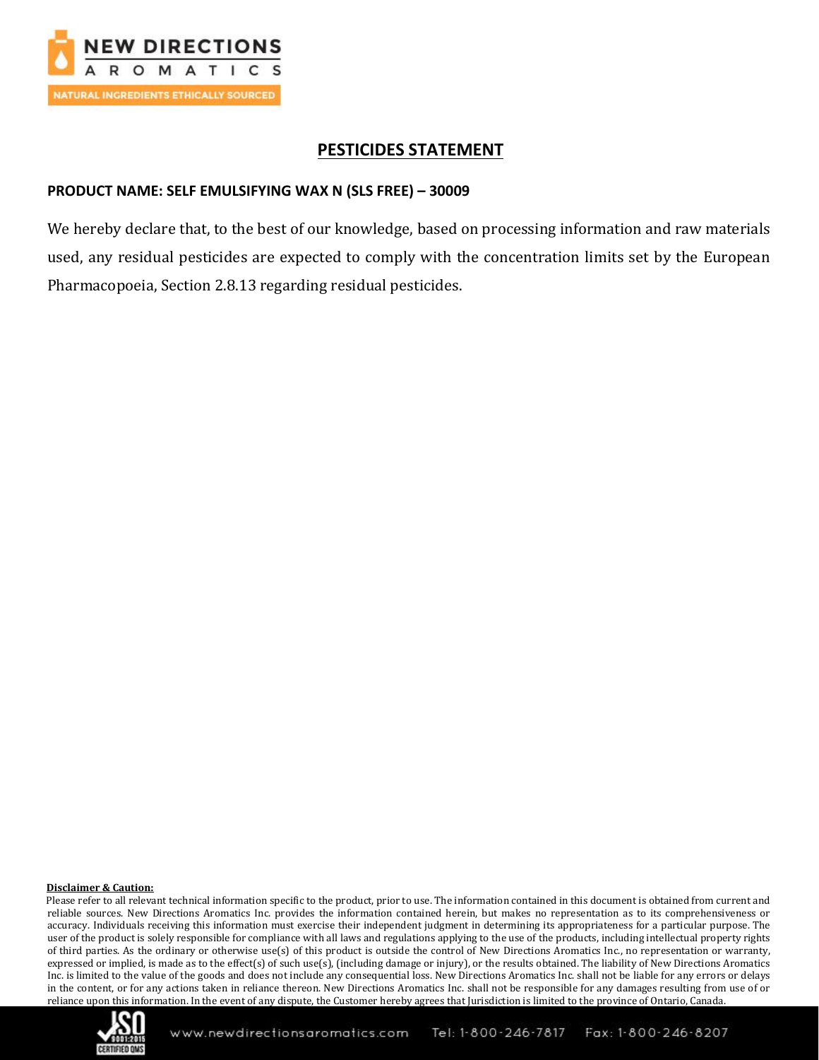## PESTICIDES STATEMENT

**PRODUCT NAME: SELF EMULSIFYING WAX N (SLS FREE) – 30009**

We hereby declare that, to the best of our knowledge, based on processing information and raw materials used, any residual pesticides are expected to comply with the concentration limits set by the European Pharmacopoeia, Section 2.8.13 regarding residual pesticides.

**Disclaimer & Caution:**

Please refer to all relevant technical information specific to the product, prior to use. The information contained in this document is obtained from current and reliable sources. New Directions Aromatics Inc. provides the information contained herein, but makes no representation as to its comprehensiveness or accuracy. Individuals receiving this information must exercise their independent judgment in determining its appropriateness for a particular purpose. The user of the product is solely responsible for compliance with all laws and regulations applying to the use of the products, including intellectual property rights of third parties. As the ordinary or otherwise use(s) of this product is outside the control of New Directions Aromatics Inc., no representation or warranty, expressed or implied, is made as to the effect(s) of such use(s), (including damage or injury), or the results obtained. The liability of New Directions Aromatics Inc. is limited to the value of the goods and does not include any consequential loss. New Directions Aromatics Inc. shall not be liable for any errors or delays in the content, or for any actions taken in reliance thereon. New Directions Aromatics Inc. shall not be responsible for any damages resulting from use of or reliance upon this information. In the event of any dispute, the Customer hereby agrees that Jurisdiction is limited to the province of Ontario, Canada.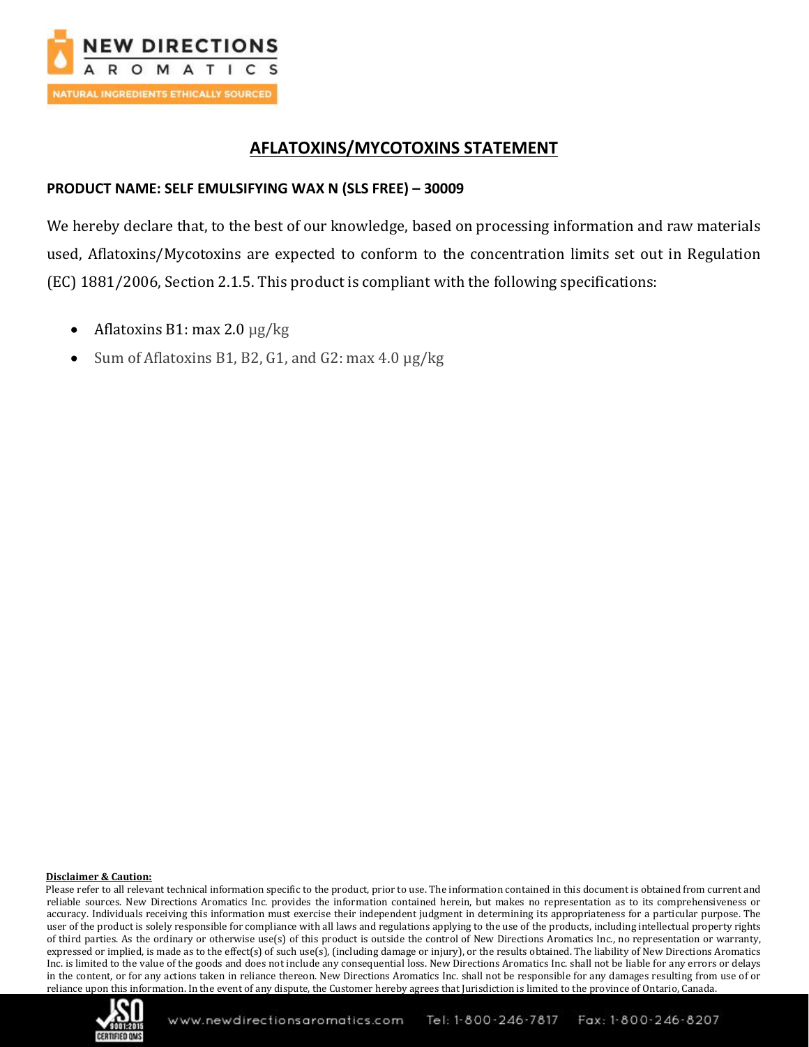## AFLATOXINS/MYCOTOXINS STATEMENT

**PRODUCT NAME: SELF EMULSIFYING WAX N (SLS FREE) – 30009**

We hereby declare that, to the best of our knowledge, based on processing information and raw materials used, Aflatoxins/Mycotoxins are expected to conform to the concentration limits set out in Regulation (EC) 1881/2006, Section 2.1.5. This product is compliant with the following specifications:

- Aflatoxins B1: max 2.0 μg/kg
- Sum of Aflatoxins B1, B2, G1, and G2: max 4.0 μg/kg

**Disclaimer & Caution:**

Please refer to all relevant technical information specific to the product, prior to use. The information contained in this document is obtained from current and reliable sources. New Directions Aromatics Inc. provides the information contained herein, but makes no representation as to its comprehensiveness or accuracy. Individuals receiving this information must exercise their independent judgment in determining its appropriateness for a particular purpose. The user of the product is solely responsible for compliance with all laws and regulations applying to the use of the products, including intellectual property rights of third parties. As the ordinary or otherwise use(s) of this product is outside the control of New Directions Aromatics Inc., no representation or warranty, expressed or implied, is made as to the effect(s) of such use(s), (including damage or injury), or the results obtained. The liability of New Directions Aromatics Inc. is limited to the value of the goods and does not include any consequential loss. New Directions Aromatics Inc. shall not be liable for any errors or delays in the content, or for any actions taken in reliance thereon. New Directions Aromatics Inc. shall not be responsible for any damages resulting from use of or reliance upon this information. In the event of any dispute, the Customer hereby agrees that Jurisdiction is limited to the province of Ontario, Canada.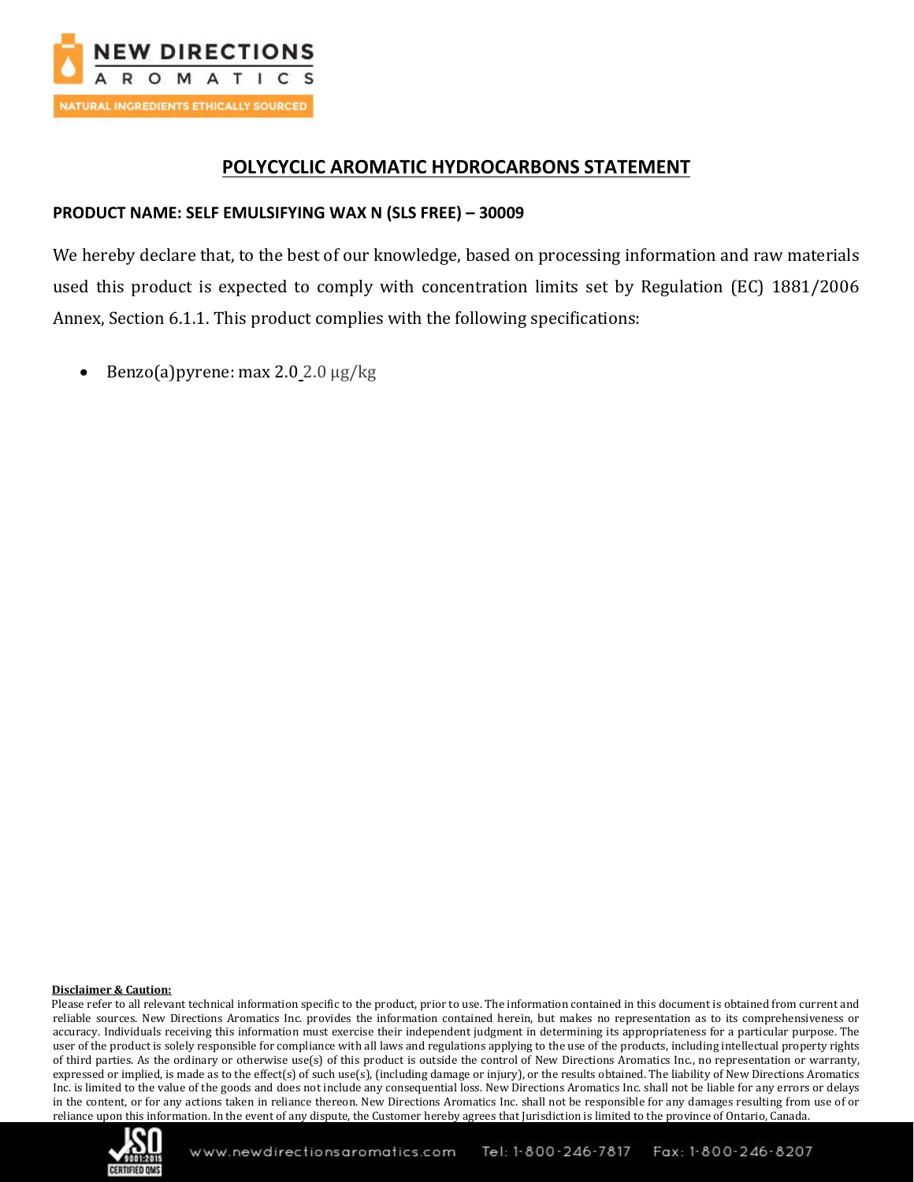# POLYCYCLIC AROMATIC HYDROCARBONS STATEMENT

**PRODUCT NAME: SELF EMULSIFYING WAX N (SLS FREE) – 30009**

We hereby declare that, to the best of our knowledge, based on processing information and raw materials used this product is expected to comply with concentration limits set by Regulation (EC) 1881/2006 Annex, Section 6.1.1. This product complies with the following specifications:

- Benzo(a)pyrene: max 2.0 2.0 µg/kg

**Disclaimer & Caution:**

Please refer to all relevant technical information specific to the product, prior to use. The information contained in this document is obtained from current and reliable sources. New Directions Aromatics Inc. provides the information contained herein, but makes no representation as to its comprehensiveness or accuracy. Individuals receiving this information must exercise their independent judgment in determining its appropriateness for a particular purpose. The user of the product is solely responsible for compliance with all laws and regulations applying to the use of the products, including intellectual property rights of third parties. As the ordinary or otherwise use(s) of this product is outside the control of New Directions Aromatics Inc., no representation or warranty, expressed or implied, is made as to the effect(s) of such use(s), (including damage or injury), or the results obtained. The liability of New Directions Aromatics Inc. is limited to the value of the goods and does not include any consequential loss. New Directions Aromatics Inc. shall not be liable for any errors or delays in the content, or for any actions taken in reliance thereon. New Directions Aromatics Inc. shall not be responsible for any damages resulting from use of or reliance upon this information. In the event of any dispute, the Customer hereby agrees that Jurisdiction is limited to the province of Ontario, Canada.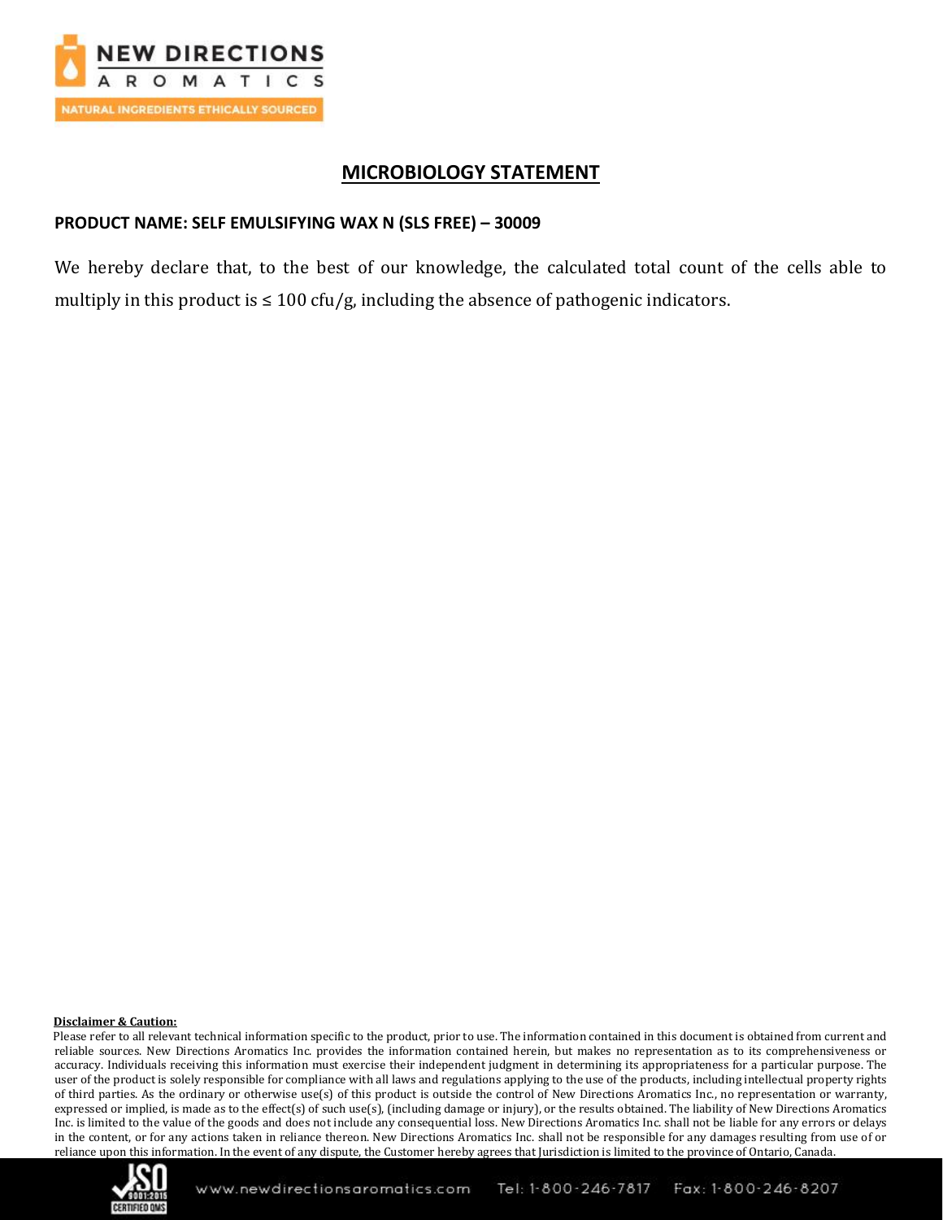## MICROBIOLOGY STATEMENT

**PRODUCT NAME: SELF EMULSIFYING WAX N (SLS FREE) – 30009**

We hereby declare that, to the best of our knowledge, the calculated total count of the cells able to multiply in this product is ≤ 100 cfu/g, including the absence of pathogenic indicators.

**Disclaimer & Caution:**

Please refer to all relevant technical information specific to the product, prior to use. The information contained in this document is obtained from current and reliable sources. New Directions Aromatics Inc. provides the information contained herein, but makes no representation as to its comprehensiveness or accuracy. Individuals receiving this information must exercise their independent judgment in determining its appropriateness for a particular purpose. The user of the product is solely responsible for compliance with all laws and regulations applying to the use of the products, including intellectual property rights of third parties. As the ordinary or otherwise use(s) of this product is outside the control of New Directions Aromatics Inc., no representation or warranty, expressed or implied, is made as to the effect(s) of such use(s), (including damage or injury), or the results obtained. The liability of New Directions Aromatics Inc. is limited to the value of the goods and does not include any consequential loss. New Directions Aromatics Inc. shall not be liable for any errors or delays in the content, or for any actions taken in reliance thereon. New Directions Aromatics Inc. shall not be responsible for any damages resulting from use of or reliance upon this information. In the event of any dispute, the Customer hereby agrees that Jurisdiction is limited to the province of Ontario, Canada.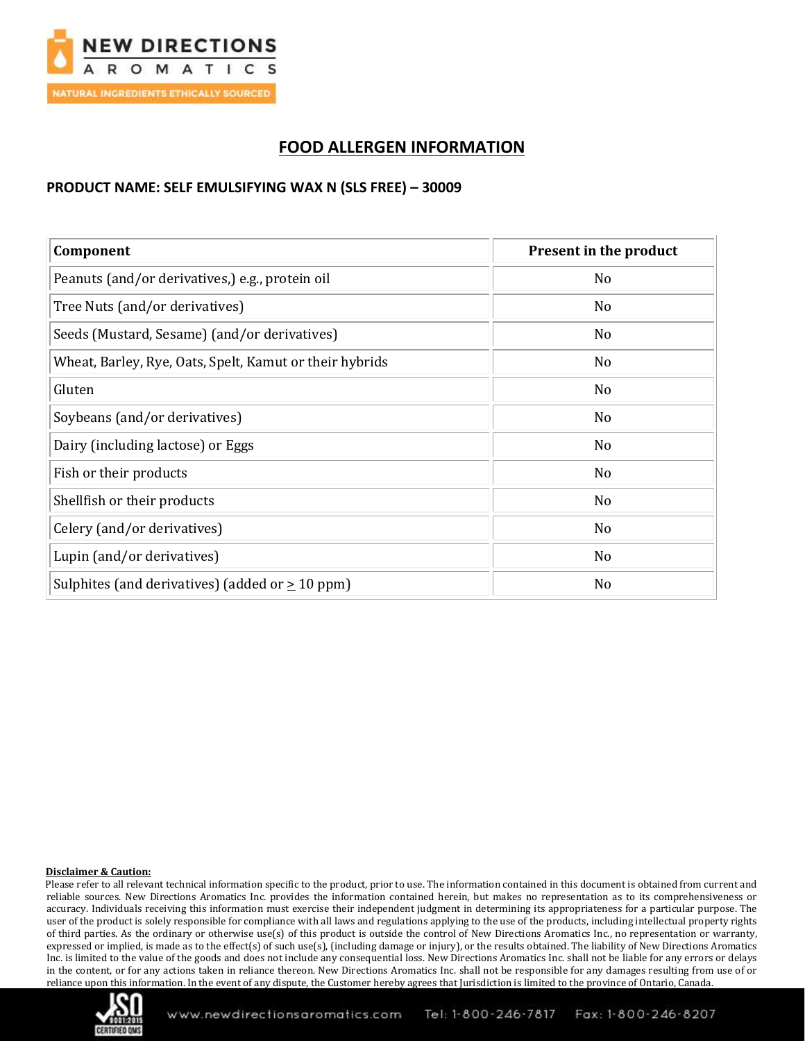## FOOD ALLERGEN INFORMATION

**PRODUCT NAME: SELF EMULSIFYING WAX N (SLS FREE) – 30009**

| Component | Present in the product |
|---|---|
| Peanuts (and/or derivatives,) e.g., protein oil | No |
| Tree Nuts (and/or derivatives) | No |
| Seeds (Mustard, Sesame) (and/or derivatives) | No |
| Wheat, Barley, Rye, Oats, Spelt, Kamut or their hybrids | No |
| Gluten | No |
| Soybeans (and/or derivatives) | No |
| Dairy (including lactose) or Eggs | No |
| Fish or their products | No |
| Shellfish or their products | No |
| Celery (and/or derivatives) | No |
| Lupin (and/or derivatives) | No |
| Sulphites (and derivatives) (added or ≥ 10 ppm) | No |

**Disclaimer & Caution:**

Please refer to all relevant technical information specific to the product, prior to use. The information contained in this document is obtained from current and reliable sources. New Directions Aromatics Inc. provides the information contained herein, but makes no representation as to its comprehensiveness or accuracy. Individuals receiving this information must exercise their independent judgment in determining its appropriateness for a particular purpose. The user of the product is solely responsible for compliance with all laws and regulations applying to the use of the products, including intellectual property rights of third parties. As the ordinary or otherwise use(s) of this product is outside the control of New Directions Aromatics Inc., no representation or warranty, expressed or implied, is made as to the effect(s) of such use(s), (including damage or injury), or the results obtained. The liability of New Directions Aromatics Inc. is limited to the value of the goods and does not include any consequential loss. New Directions Aromatics Inc. shall not be liable for any errors or delays in the content, or for any actions taken in reliance thereon. New Directions Aromatics Inc. shall not be responsible for any damages resulting from use of or reliance upon this information. In the event of any dispute, the Customer hereby agrees that Jurisdiction is limited to the province of Ontario, Canada.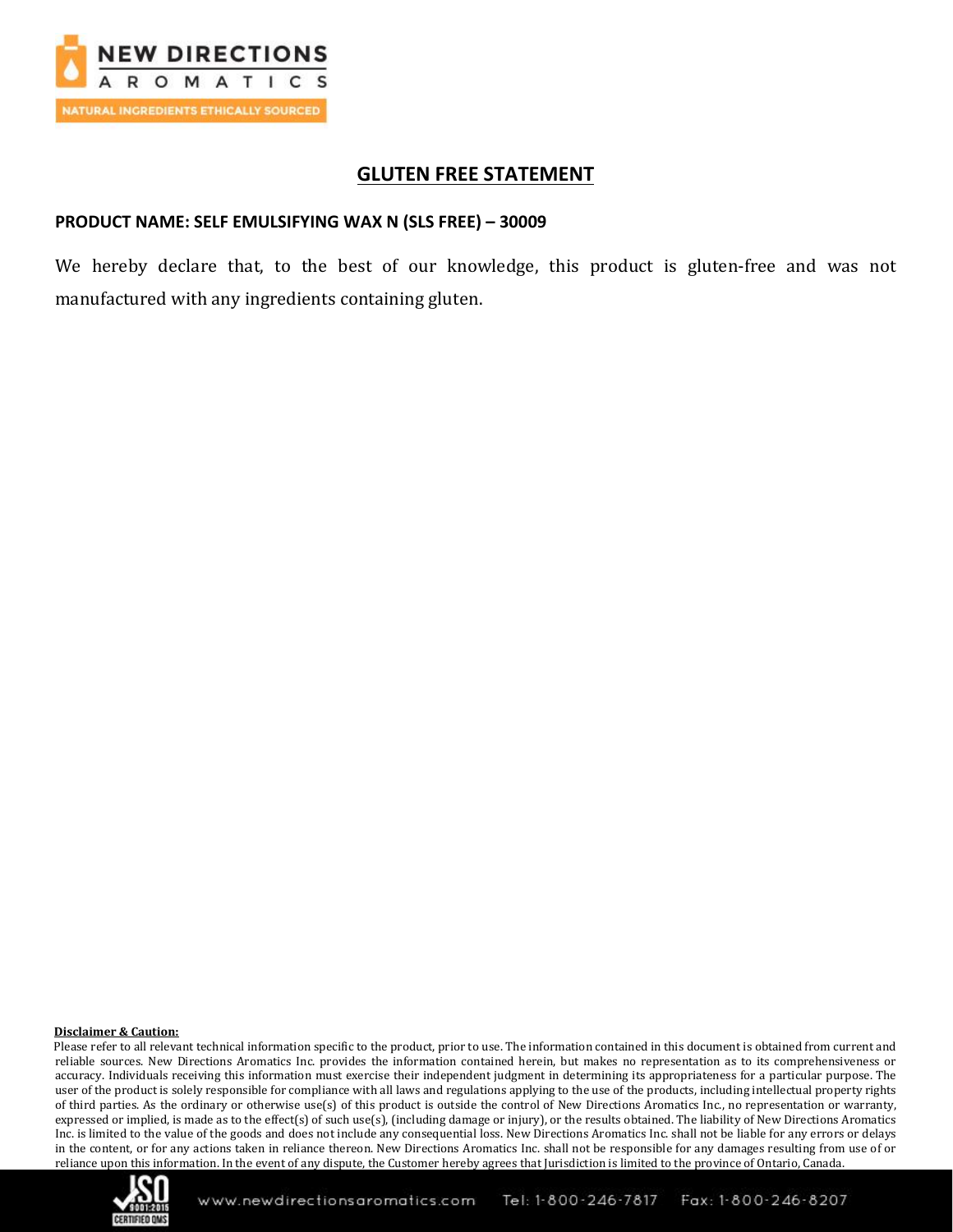# GLUTEN FREE STATEMENT

**PRODUCT NAME: SELF EMULSIFYING WAX N (SLS FREE) – 30009**

We hereby declare that, to the best of our knowledge, this product is gluten-free and was not manufactured with any ingredients containing gluten.

**Disclaimer & Caution:**

Please refer to all relevant technical information specific to the product, prior to use. The information contained in this document is obtained from current and reliable sources. New Directions Aromatics Inc. provides the information contained herein, but makes no representation as to its comprehensiveness or accuracy. Individuals receiving this information must exercise their independent judgment in determining its appropriateness for a particular purpose. The user of the product is solely responsible for compliance with all laws and regulations applying to the use of the products, including intellectual property rights of third parties. As the ordinary or otherwise use(s) of this product is outside the control of New Directions Aromatics Inc., no representation or warranty, expressed or implied, is made as to the effect(s) of such use(s), (including damage or injury), or the results obtained. The liability of New Directions Aromatics Inc. is limited to the value of the goods and does not include any consequential loss. New Directions Aromatics Inc. shall not be liable for any errors or delays in the content, or for any actions taken in reliance thereon. New Directions Aromatics Inc. shall not be responsible for any damages resulting from use of or reliance upon this information. In the event of any dispute, the Customer hereby agrees that Jurisdiction is limited to the province of Ontario, Canada.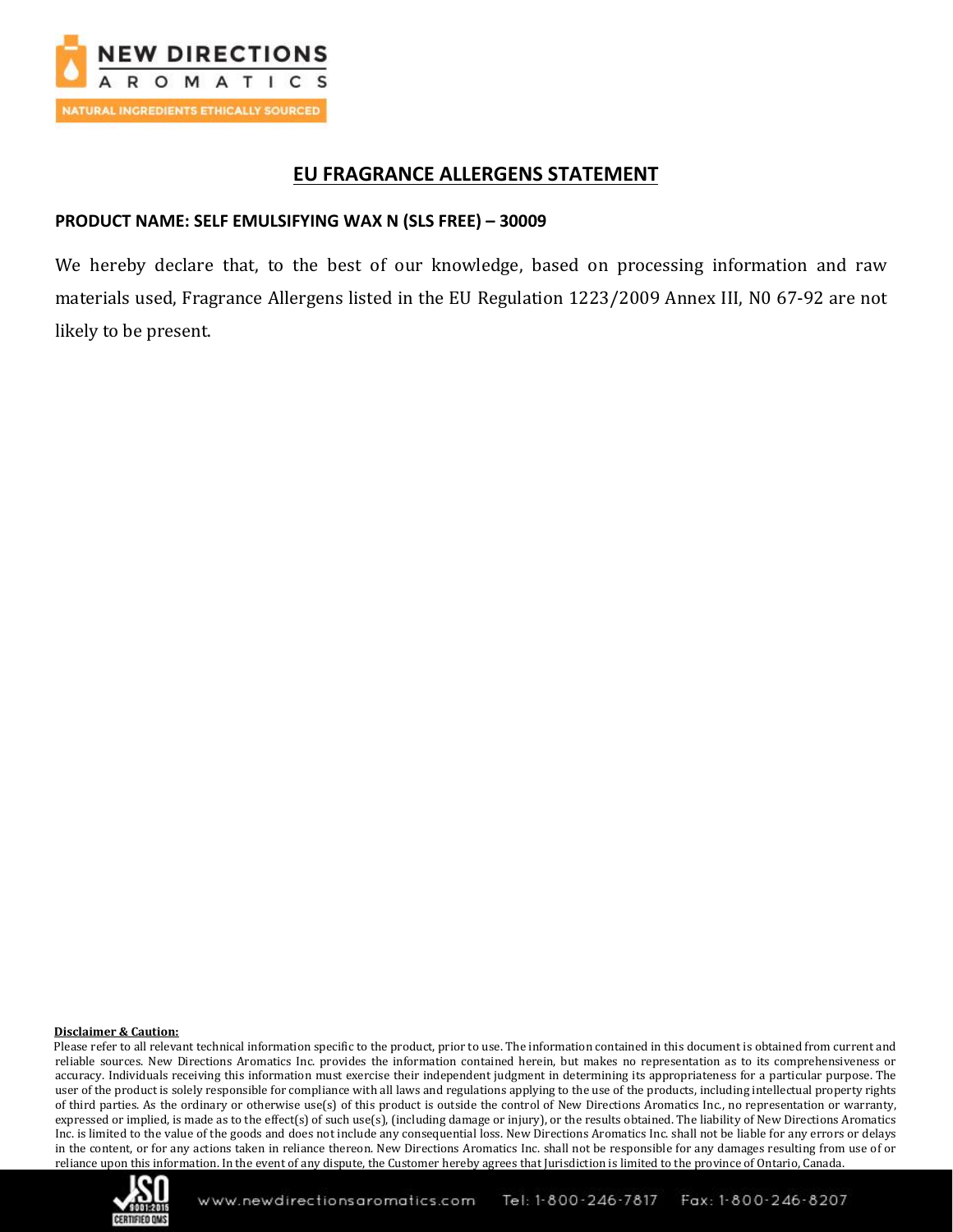# EU FRAGRANCE ALLERGENS STATEMENT

**PRODUCT NAME: SELF EMULSIFYING WAX N (SLS FREE) – 30009**

We hereby declare that, to the best of our knowledge, based on processing information and raw materials used, Fragrance Allergens listed in the EU Regulation 1223/2009 Annex III, N0 67-92 are not likely to be present.

**Disclaimer & Caution:**

Please refer to all relevant technical information specific to the product, prior to use. The information contained in this document is obtained from current and reliable sources. New Directions Aromatics Inc. provides the information contained herein, but makes no representation as to its comprehensiveness or accuracy. Individuals receiving this information must exercise their independent judgment in determining its appropriateness for a particular purpose. The user of the product is solely responsible for compliance with all laws and regulations applying to the use of the products, including intellectual property rights of third parties. As the ordinary or otherwise use(s) of this product is outside the control of New Directions Aromatics Inc., no representation or warranty, expressed or implied, is made as to the effect(s) of such use(s), (including damage or injury), or the results obtained. The liability of New Directions Aromatics Inc. is limited to the value of the goods and does not include any consequential loss. New Directions Aromatics Inc. shall not be liable for any errors or delays in the content, or for any actions taken in reliance thereon. New Directions Aromatics Inc. shall not be responsible for any damages resulting from use of or reliance upon this information. In the event of any dispute, the Customer hereby agrees that Jurisdiction is limited to the province of Ontario, Canada.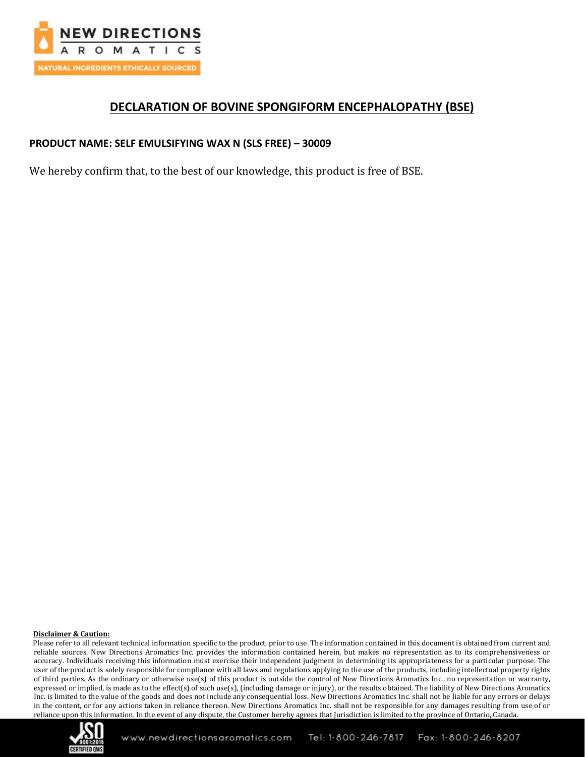# DECLARATION OF BOVINE SPONGIFORM ENCEPHALOPATHY (BSE)

**PRODUCT NAME: SELF EMULSIFYING WAX N (SLS FREE) – 30009**

We hereby confirm that, to the best of our knowledge, this product is free of BSE.

**Disclaimer & Caution:**

Please refer to all relevant technical information specific to the product, prior to use. The information contained in this document is obtained from current and reliable sources. New Directions Aromatics Inc. provides the information contained herein, but makes no representation as to its comprehensiveness or accuracy. Individuals receiving this information must exercise their independent judgment in determining its appropriateness for a particular purpose. The user of the product is solely responsible for compliance with all laws and regulations applying to the use of the products, including intellectual property rights of third parties. As the ordinary or otherwise use(s) of this product is outside the control of New Directions Aromatics Inc., no representation or warranty, expressed or implied, is made as to the effect(s) of such use(s), (including damage or injury), or the results obtained. The liability of New Directions Aromatics Inc. is limited to the value of the goods and does not include any consequential loss. New Directions Aromatics Inc. shall not be liable for any errors or delays in the content, or for any actions taken in reliance thereon. New Directions Aromatics Inc. shall not be responsible for any damages resulting from use of or reliance upon this information. In the event of any dispute, the Customer hereby agrees that Jurisdiction is limited to the province of Ontario, Canada.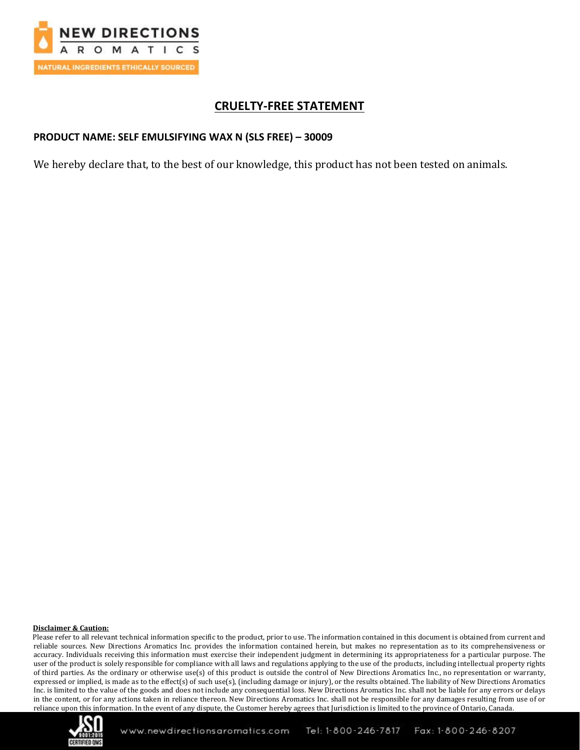## CRUELTY-FREE STATEMENT

**PRODUCT NAME: SELF EMULSIFYING WAX N (SLS FREE) – 30009**

We hereby declare that, to the best of our knowledge, this product has not been tested on animals.

**Disclaimer & Caution:**

Please refer to all relevant technical information specific to the product, prior to use. The information contained in this document is obtained from current and reliable sources. New Directions Aromatics Inc. provides the information contained herein, but makes no representation as to its comprehensiveness or accuracy. Individuals receiving this information must exercise their independent judgment in determining its appropriateness for a particular purpose. The user of the product is solely responsible for compliance with all laws and regulations applying to the use of the products, including intellectual property rights of third parties. As the ordinary or otherwise use(s) of this product is outside the control of New Directions Aromatics Inc., no representation or warranty, expressed or implied, is made as to the effect(s) of such use(s), (including damage or injury), or the results obtained. The liability of New Directions Aromatics Inc. is limited to the value of the goods and does not include any consequential loss. New Directions Aromatics Inc. shall not be liable for any errors or delays in the content, or for any actions taken in reliance thereon. New Directions Aromatics Inc. shall not be responsible for any damages resulting from use of or reliance upon this information. In the event of any dispute, the Customer hereby agrees that Jurisdiction is limited to the province of Ontario, Canada.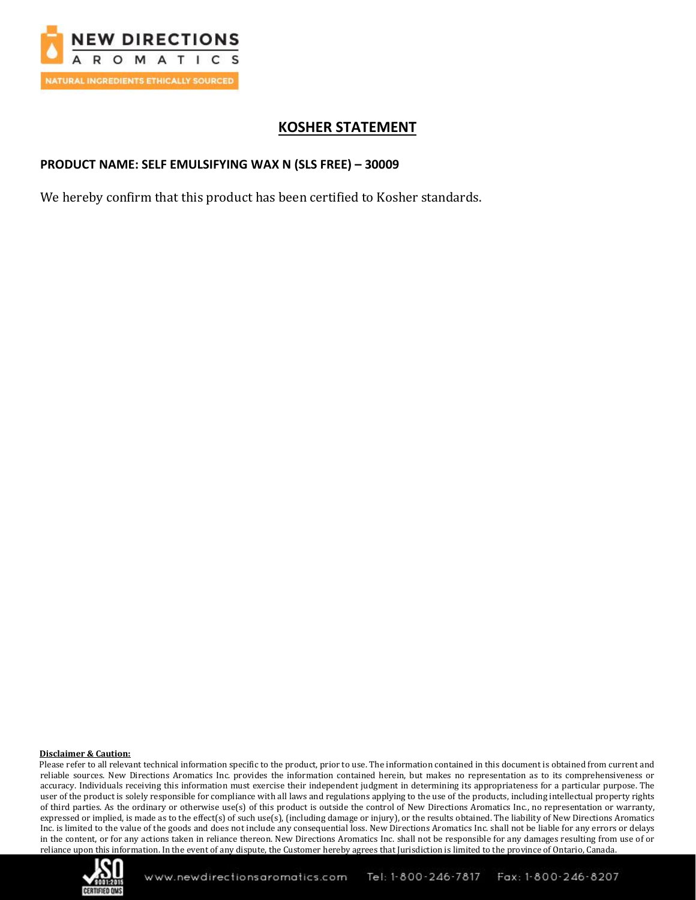# KOSHER STATEMENT

**PRODUCT NAME: SELF EMULSIFYING WAX N (SLS FREE) – 30009**

We hereby confirm that this product has been certified to Kosher standards.

**Disclaimer & Caution:**

Please refer to all relevant technical information specific to the product, prior to use. The information contained in this document is obtained from current and reliable sources. New Directions Aromatics Inc. provides the information contained herein, but makes no representation as to its comprehensiveness or accuracy. Individuals receiving this information must exercise their independent judgment in determining its appropriateness for a particular purpose. The user of the product is solely responsible for compliance with all laws and regulations applying to the use of the products, including intellectual property rights of third parties. As the ordinary or otherwise use(s) of this product is outside the control of New Directions Aromatics Inc., no representation or warranty, expressed or implied, is made as to the effect(s) of such use(s), (including damage or injury), or the results obtained. The liability of New Directions Aromatics Inc. is limited to the value of the goods and does not include any consequential loss. New Directions Aromatics Inc. shall not be liable for any errors or delays in the content, or for any actions taken in reliance thereon. New Directions Aromatics Inc. shall not be responsible for any damages resulting from use of or reliance upon this information. In the event of any dispute, the Customer hereby agrees that Jurisdiction is limited to the province of Ontario, Canada.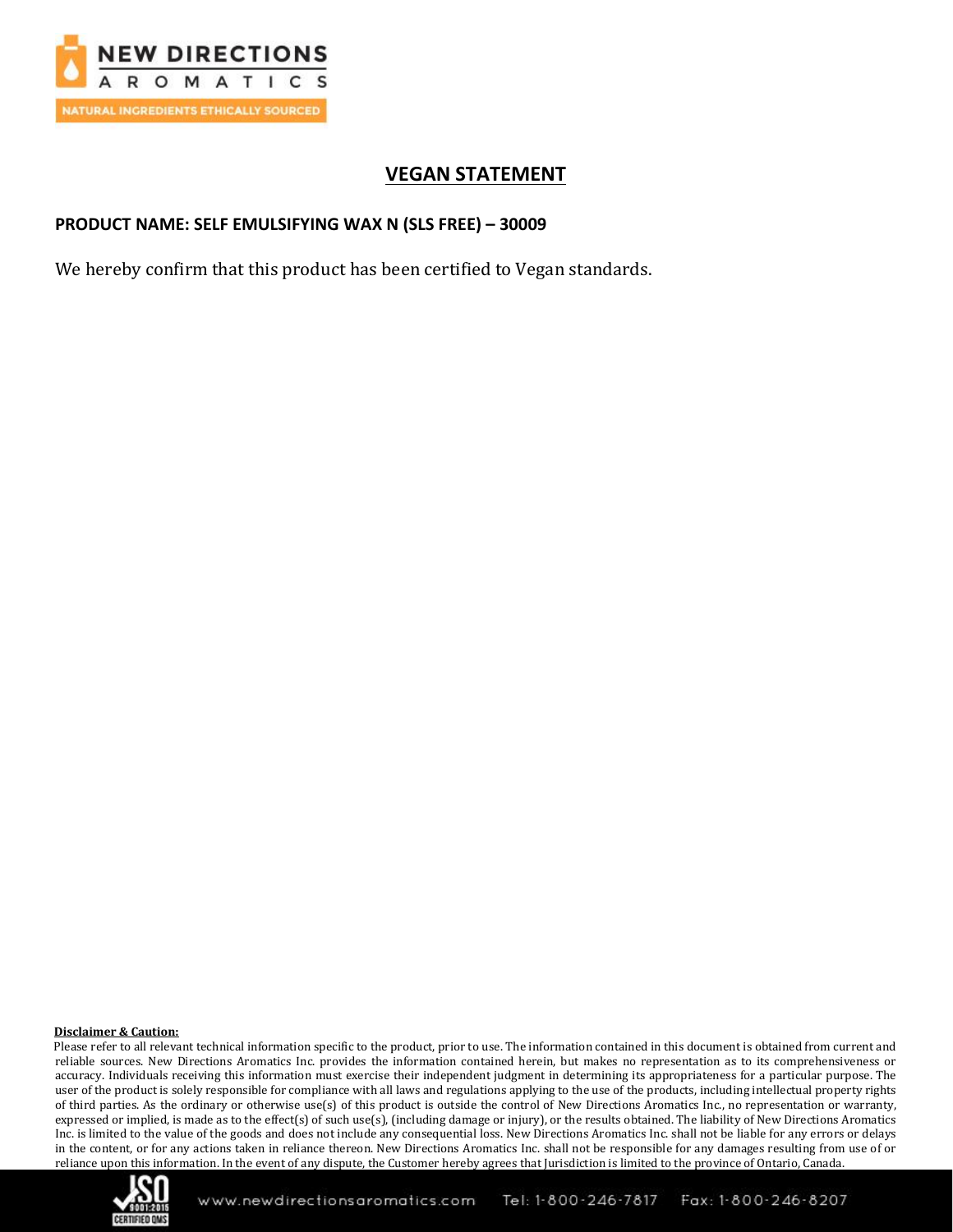# VEGAN STATEMENT

**PRODUCT NAME: SELF EMULSIFYING WAX N (SLS FREE) – 30009**

We hereby confirm that this product has been certified to Vegan standards.

**Disclaimer & Caution:**

Please refer to all relevant technical information specific to the product, prior to use. The information contained in this document is obtained from current and reliable sources. New Directions Aromatics Inc. provides the information contained herein, but makes no representation as to its comprehensiveness or accuracy. Individuals receiving this information must exercise their independent judgment in determining its appropriateness for a particular purpose. The user of the product is solely responsible for compliance with all laws and regulations applying to the use of the products, including intellectual property rights of third parties. As the ordinary or otherwise use(s) of this product is outside the control of New Directions Aromatics Inc., no representation or warranty, expressed or implied, is made as to the effect(s) of such use(s), (including damage or injury), or the results obtained. The liability of New Directions Aromatics Inc. is limited to the value of the goods and does not include any consequential loss. New Directions Aromatics Inc. shall not be liable for any errors or delays in the content, or for any actions taken in reliance thereon. New Directions Aromatics Inc. shall not be responsible for any damages resulting from use of or reliance upon this information. In the event of any dispute, the Customer hereby agrees that Jurisdiction is limited to the province of Ontario, Canada.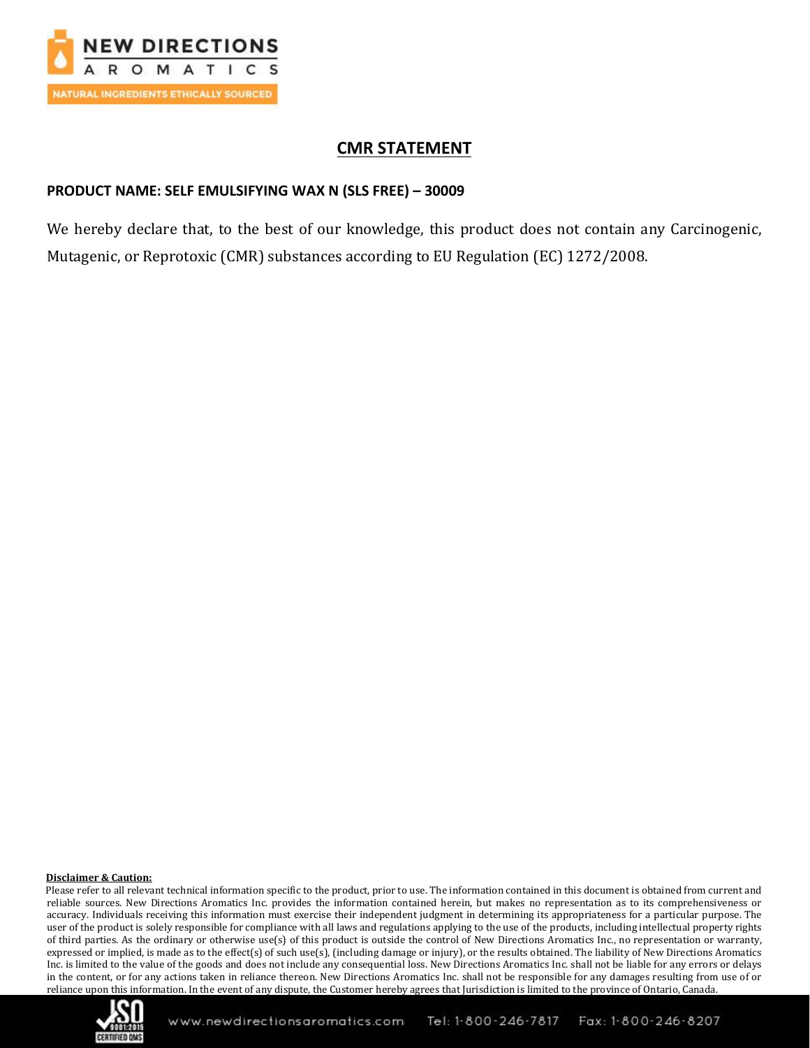## CMR STATEMENT

**PRODUCT NAME: SELF EMULSIFYING WAX N (SLS FREE) – 30009**

We hereby declare that, to the best of our knowledge, this product does not contain any Carcinogenic, Mutagenic, or Reprotoxic (CMR) substances according to EU Regulation (EC) 1272/2008.

**Disclaimer & Caution:**

Please refer to all relevant technical information specific to the product, prior to use. The information contained in this document is obtained from current and reliable sources. New Directions Aromatics Inc. provides the information contained herein, but makes no representation as to its comprehensiveness or accuracy. Individuals receiving this information must exercise their independent judgment in determining its appropriateness for a particular purpose. The user of the product is solely responsible for compliance with all laws and regulations applying to the use of the products, including intellectual property rights of third parties. As the ordinary or otherwise use(s) of this product is outside the control of New Directions Aromatics Inc., no representation or warranty, expressed or implied, is made as to the effect(s) of such use(s), (including damage or injury), or the results obtained. The liability of New Directions Aromatics Inc. is limited to the value of the goods and does not include any consequential loss. New Directions Aromatics Inc. shall not be liable for any errors or delays in the content, or for any actions taken in reliance thereon. New Directions Aromatics Inc. shall not be responsible for any damages resulting from use of or reliance upon this information. In the event of any dispute, the Customer hereby agrees that Jurisdiction is limited to the province of Ontario, Canada.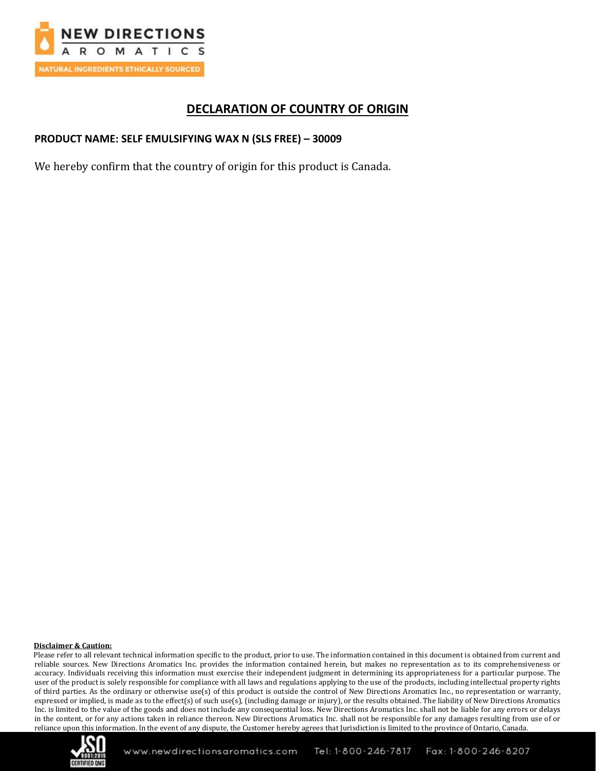NEW DIRECTIONS
AROMATICS
NATURAL INGREDIENTS ETHICALLY SOURCED

# DECLARATION OF COUNTRY OF ORIGIN

**PRODUCT NAME: SELF EMULSIFYING WAX N (SLS FREE) – 30009**

We hereby confirm that the country of origin for this product is Canada.

**Disclaimer & Caution:**

Please refer to all relevant technical information specific to the product, prior to use. The information contained in this document is obtained from current and reliable sources. New Directions Aromatics Inc. provides the information contained herein, but makes no representation as to its comprehensiveness or accuracy. Individuals receiving this information must exercise their independent judgment in determining its appropriateness for a particular purpose. The user of the product is solely responsible for compliance with all laws and regulations applying to the use of the products, including intellectual property rights of third parties. As the ordinary or otherwise use(s) of this product is outside the control of New Directions Aromatics Inc., no representation or warranty, expressed or implied, is made as to the effect(s) of such use(s), (including damage or injury), or the results obtained. The liability of New Directions Aromatics Inc. is limited to the value of the goods and does not include any consequential loss. New Directions Aromatics Inc. shall not be liable for any errors or delays in the content, or for any actions taken in reliance thereon. New Directions Aromatics Inc. shall not be responsible for any damages resulting from use of or reliance upon this information. In the event of any dispute, the Customer hereby agrees that Jurisdiction is limited to the province of Ontario, Canada.

www.newdirectionsaromatics.com Tel: 1-800-246-7817 Fax: 1-800-246-8207